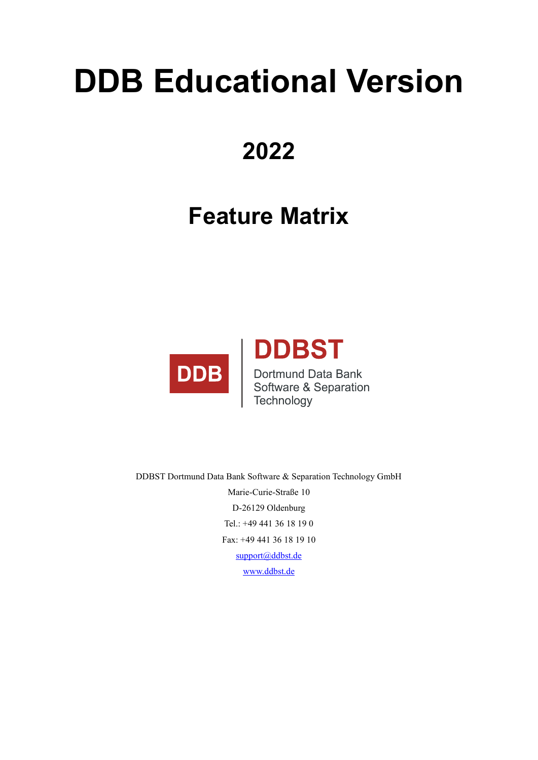# DDB Educational Version

## 2022

## Feature Matrix

DDB

**DDBST**

Dortmund Data Bank
Software & Separation
Technology

DDBST Dortmund Data Bank Software & Separation Technology GmbH

Marie-Curie-Straße 10

D-26129 Oldenburg

Tel.: +49 441 36 18 19 0

Fax: +49 441 36 18 19 10

support@ddbst.de

www.ddbst.de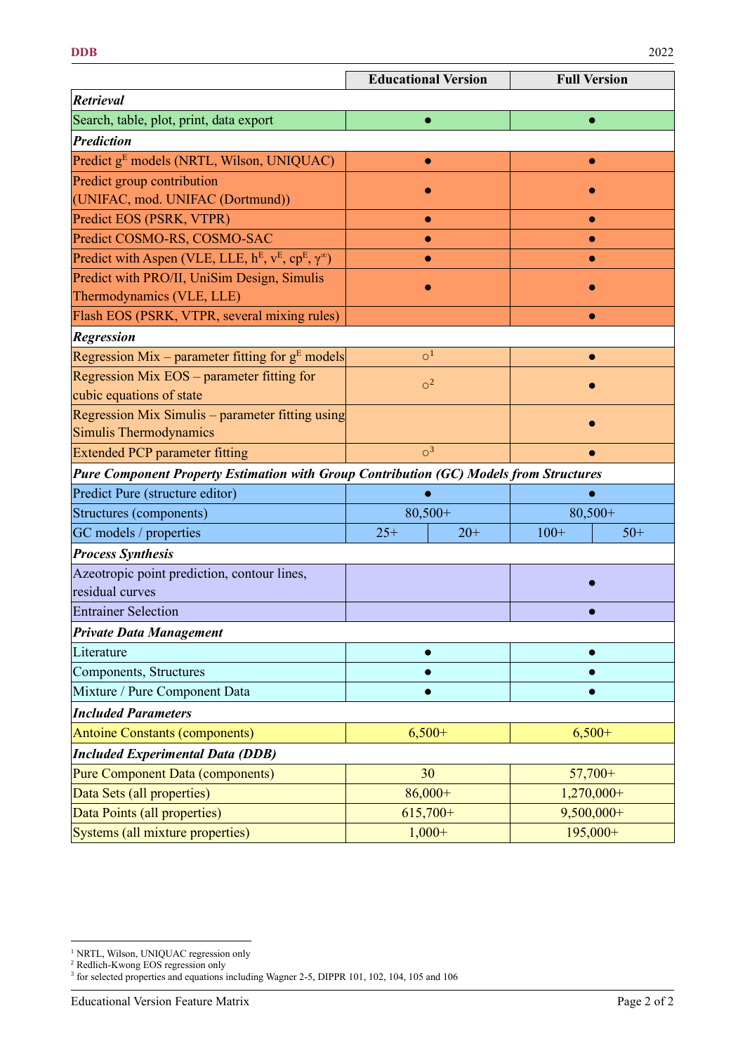| | Educational Version | | Full Version | |
|---|---|---|---|---|
| ***Retrieval*** | | | | |
| Search, table, plot, print, data export | ● | | ● | |
| ***Prediction*** | | | | |
| Predict $g^E$ models (NRTL, Wilson, UNIQUAC) | ● | | ● | |
| Predict group contribution (UNIFAC, mod. UNIFAC (Dortmund)) | ● | | ● | |
| Predict EOS (PSRK, VTPR) | ● | | ● | |
| Predict COSMO-RS, COSMO-SAC | ● | | ● | |
| Predict with Aspen (VLE, LLE, $h^E$, $v^E$, $cp^E$, $\gamma^\infty$) | ● | | ● | |
| Predict with PRO/II, UniSim Design, Simulis Thermodynamics (VLE, LLE) | ● | | ● | |
| Flash EOS (PSRK, VTPR, several mixing rules) | | | ● | |
| ***Regression*** | | | | |
| Regression Mix – parameter fitting for $g^E$ models | ○[1] | | ● | |
| Regression Mix EOS – parameter fitting for cubic equations of state | ○[2] | | ● | |
| Regression Mix Simulis – parameter fitting using Simulis Thermodynamics | | | ● | |
| Extended PCP parameter fitting | ○[3] | | ● | |
| ***Pure Component Property Estimation with Group Contribution (GC) Models from Structures*** | | | | |
| Predict Pure (structure editor) | ● | | ● | |
| Structures (components) | 80,500+ | | 80,500+ | |
| GC models / properties | 25+ | 20+ | 100+ | 50+ |
| ***Process Synthesis*** | | | | |
| Azeotropic point prediction, contour lines, residual curves | | | ● | |
| Entrainer Selection | | | ● | |
| ***Private Data Management*** | | | | |
| Literature | ● | | ● | |
| Components, Structures | ● | | ● | |
| Mixture / Pure Component Data | ● | | ● | |
| ***Included Parameters*** | | | | |
| Antoine Constants (components) | 6,500+ | | 6,500+ | |
| ***Included Experimental Data (DDB)*** | | | | |
| Pure Component Data (components) | 30 | | 57,700+ | |
| Data Sets (all properties) | 86,000+ | | 1,270,000+ | |
| Data Points (all properties) | 615,700+ | | 9,500,000+ | |
| Systems (all mixture properties) | 1,000+ | | 195,000+ | |

[1] NRTL, Wilson, UNIQUAC regression only
[2] Redlich-Kwong EOS regression only
[3] for selected properties and equations including Wagner 2-5, DIPPR 101, 102, 104, 105 and 106